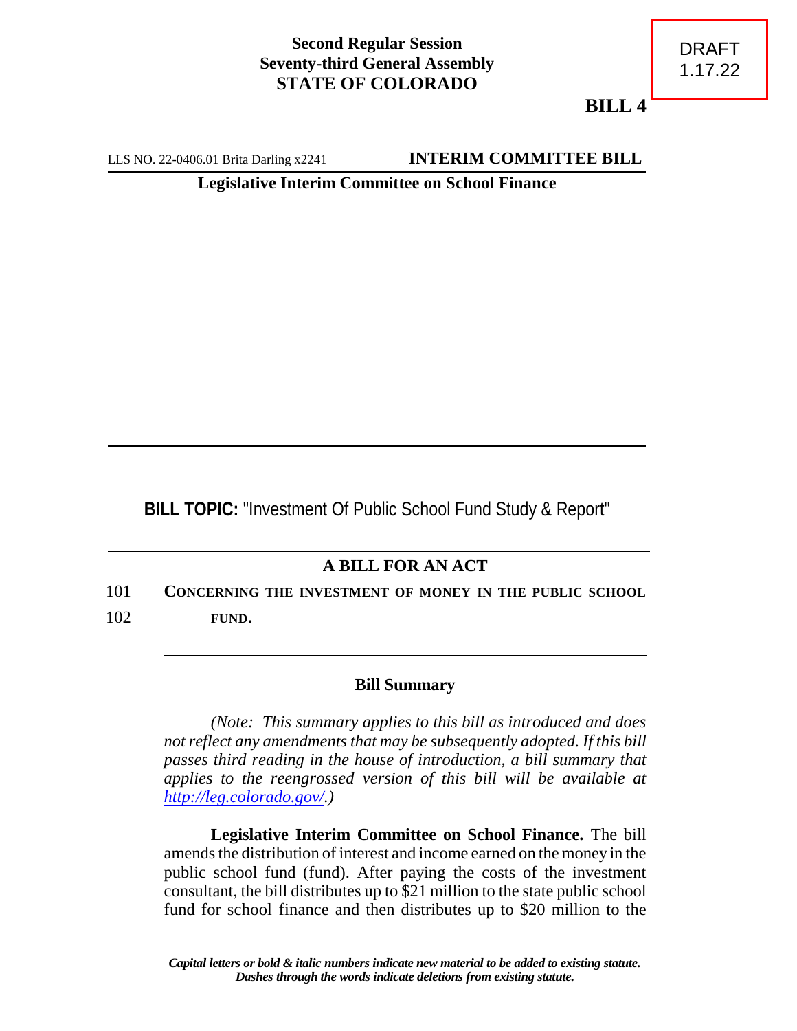**Second Regular Session**
**Seventy-third General Assembly**
**STATE OF COLORADO**

DRAFT
1.17.22

**BILL 4**

LLS NO. 22-0406.01 Brita Darling x2241 **INTERIM COMMITTEE BILL**

**Legislative Interim Committee on School Finance**

---

**BILL TOPIC:** "Investment Of Public School Fund Study & Report"

---

## A BILL FOR AN ACT

101 CONCERNING THE INVESTMENT OF MONEY IN THE PUBLIC SCHOOL

102 FUND.

---

### Bill Summary

*(Note: This summary applies to this bill as introduced and does not reflect any amendments that may be subsequently adopted. If this bill passes third reading in the house of introduction, a bill summary that applies to the reengrossed version of this bill will be available at http://leg.colorado.gov/.)*

**Legislative Interim Committee on School Finance.** The bill amends the distribution of interest and income earned on the money in the public school fund (fund). After paying the costs of the investment consultant, the bill distributes up to $21 million to the state public school fund for school finance and then distributes up to $20 million to the

*Capital letters or bold & italic numbers indicate new material to be added to existing statute.*
*Dashes through the words indicate deletions from existing statute.*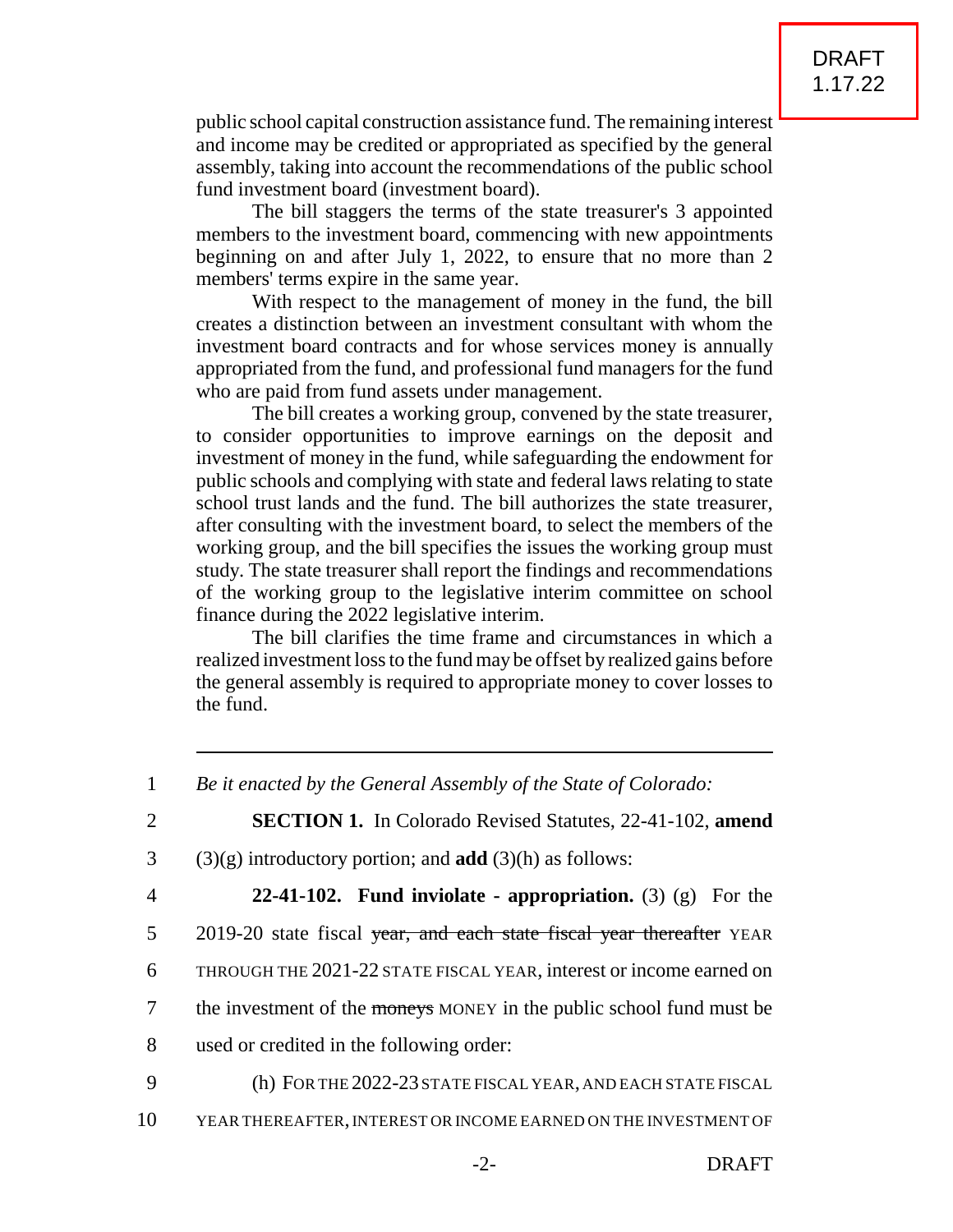public school capital construction assistance fund. The remaining interest and income may be credited or appropriated as specified by the general assembly, taking into account the recommendations of the public school fund investment board (investment board).

The bill staggers the terms of the state treasurer's 3 appointed members to the investment board, commencing with new appointments beginning on and after July 1, 2022, to ensure that no more than 2 members' terms expire in the same year.

With respect to the management of money in the fund, the bill creates a distinction between an investment consultant with whom the investment board contracts and for whose services money is annually appropriated from the fund, and professional fund managers for the fund who are paid from fund assets under management.

The bill creates a working group, convened by the state treasurer, to consider opportunities to improve earnings on the deposit and investment of money in the fund, while safeguarding the endowment for public schools and complying with state and federal laws relating to state school trust lands and the fund. The bill authorizes the state treasurer, after consulting with the investment board, to select the members of the working group, and the bill specifies the issues the working group must study. The state treasurer shall report the findings and recommendations of the working group to the legislative interim committee on school finance during the 2022 legislative interim.

The bill clarifies the time frame and circumstances in which a realized investment loss to the fund may be offset by realized gains before the general assembly is required to appropriate money to cover losses to the fund.

---

1 *Be it enacted by the General Assembly of the State of Colorado:*

2 **SECTION 1.** In Colorado Revised Statutes, 22-41-102, **amend**

3 (3)(g) introductory portion; and **add** (3)(h) as follows:

4 **22-41-102. Fund inviolate - appropriation.** (3) (g) For the

5 2019-20 state fiscal ~~year, and each state fiscal year thereafter~~ YEAR

6 THROUGH THE 2021-22 STATE FISCAL YEAR, interest or income earned on

7 the investment of the ~~moneys~~ MONEY in the public school fund must be

8 used or credited in the following order:

9 (h) FOR THE 2022-23 STATE FISCAL YEAR, AND EACH STATE FISCAL

10 YEAR THEREAFTER, INTEREST OR INCOME EARNED ON THE INVESTMENT OF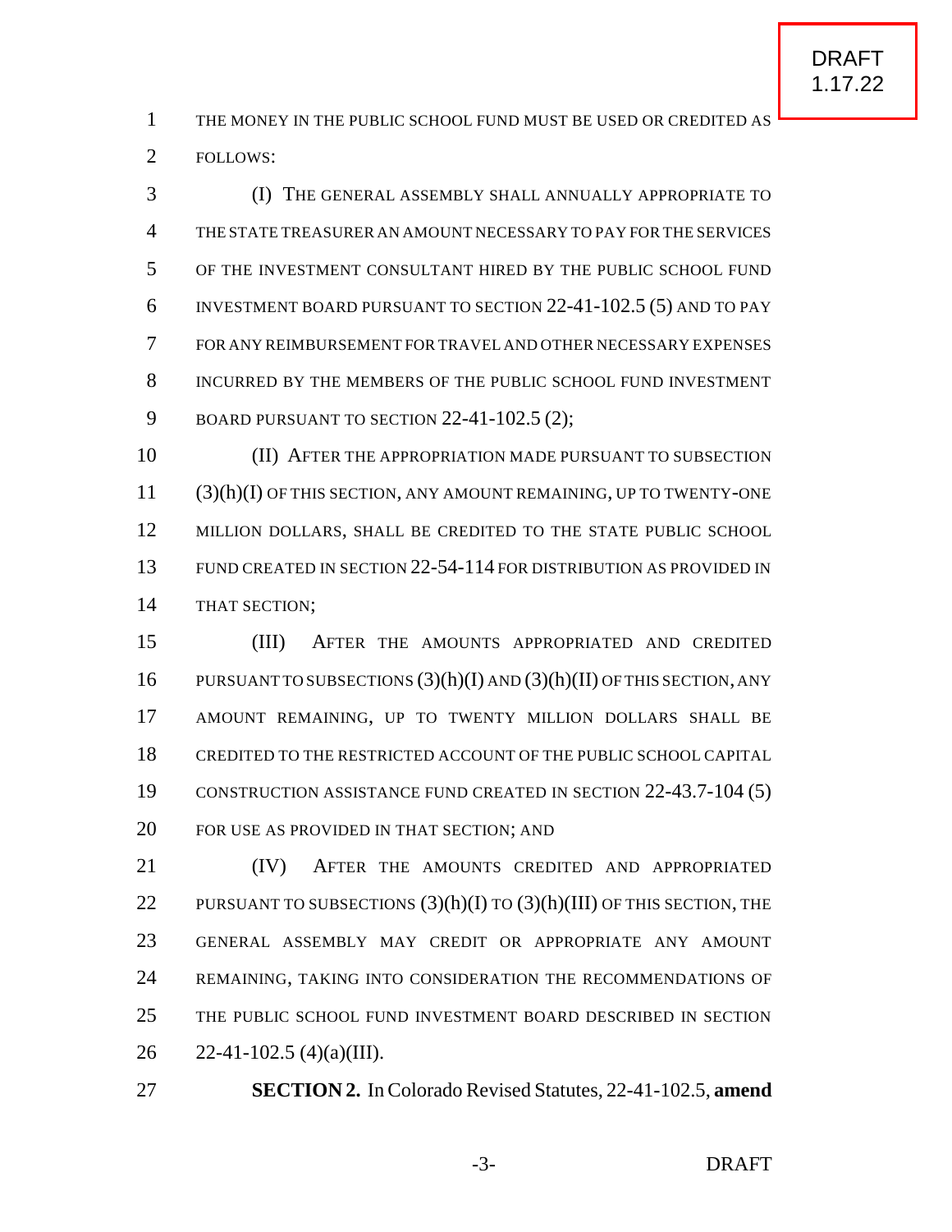THE MONEY IN THE PUBLIC SCHOOL FUND MUST BE USED OR CREDITED AS FOLLOWS:

(I) THE GENERAL ASSEMBLY SHALL ANNUALLY APPROPRIATE TO THE STATE TREASURER AN AMOUNT NECESSARY TO PAY FOR THE SERVICES OF THE INVESTMENT CONSULTANT HIRED BY THE PUBLIC SCHOOL FUND INVESTMENT BOARD PURSUANT TO SECTION 22-41-102.5 (5) AND TO PAY FOR ANY REIMBURSEMENT FOR TRAVEL AND OTHER NECESSARY EXPENSES INCURRED BY THE MEMBERS OF THE PUBLIC SCHOOL FUND INVESTMENT BOARD PURSUANT TO SECTION 22-41-102.5 (2);

(II) AFTER THE APPROPRIATION MADE PURSUANT TO SUBSECTION (3)(h)(I) OF THIS SECTION, ANY AMOUNT REMAINING, UP TO TWENTY-ONE MILLION DOLLARS, SHALL BE CREDITED TO THE STATE PUBLIC SCHOOL FUND CREATED IN SECTION 22-54-114 FOR DISTRIBUTION AS PROVIDED IN THAT SECTION;

(III) AFTER THE AMOUNTS APPROPRIATED AND CREDITED PURSUANT TO SUBSECTIONS (3)(h)(I) AND (3)(h)(II) OF THIS SECTION, ANY AMOUNT REMAINING, UP TO TWENTY MILLION DOLLARS SHALL BE CREDITED TO THE RESTRICTED ACCOUNT OF THE PUBLIC SCHOOL CAPITAL CONSTRUCTION ASSISTANCE FUND CREATED IN SECTION 22-43.7-104 (5) FOR USE AS PROVIDED IN THAT SECTION; AND

(IV) AFTER THE AMOUNTS CREDITED AND APPROPRIATED PURSUANT TO SUBSECTIONS (3)(h)(I) TO (3)(h)(III) OF THIS SECTION, THE GENERAL ASSEMBLY MAY CREDIT OR APPROPRIATE ANY AMOUNT REMAINING, TAKING INTO CONSIDERATION THE RECOMMENDATIONS OF THE PUBLIC SCHOOL FUND INVESTMENT BOARD DESCRIBED IN SECTION 22-41-102.5 (4)(a)(III).

**SECTION 2.** In Colorado Revised Statutes, 22-41-102.5, **amend**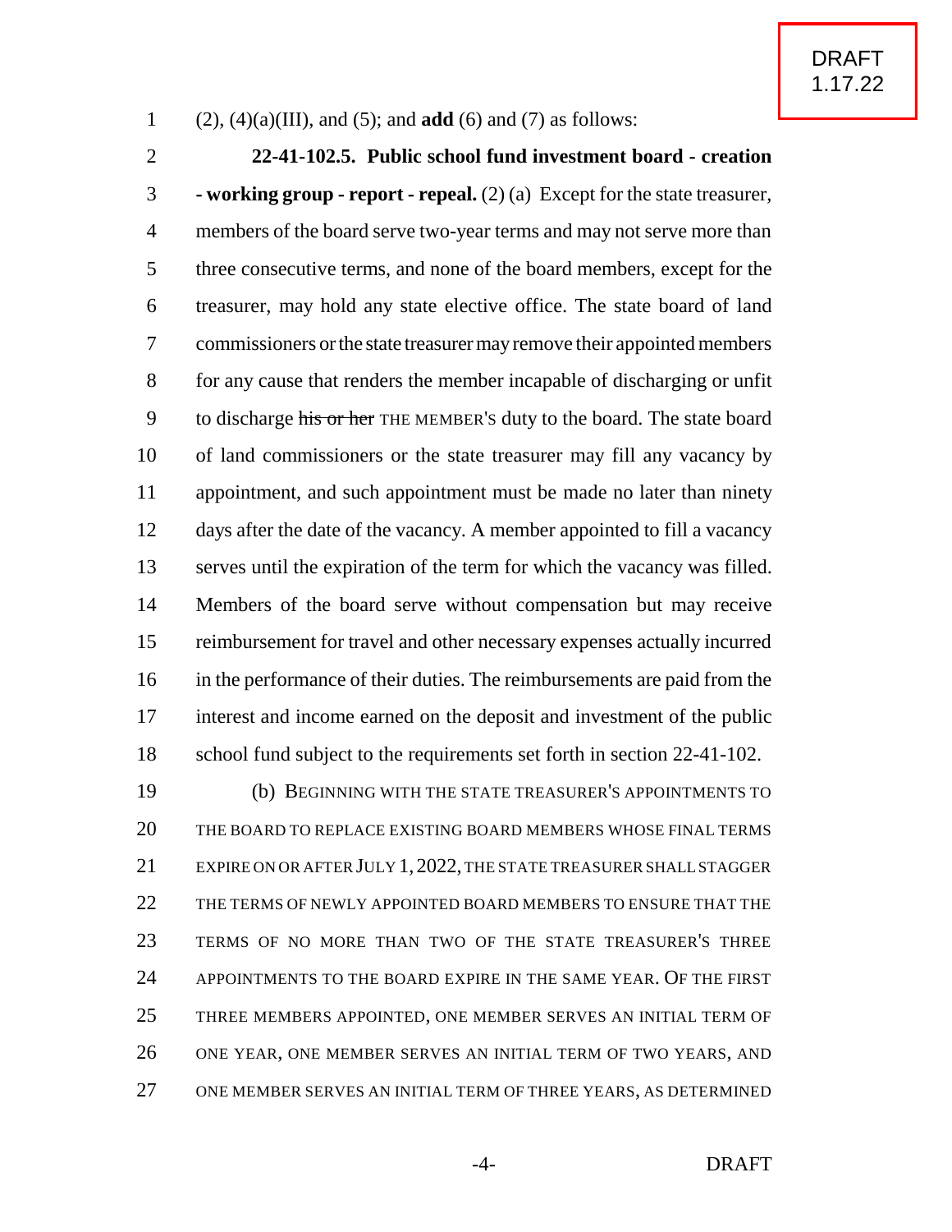(2), (4)(a)(III), and (5); and **add** (6) and (7) as follows:

**22-41-102.5. Public school fund investment board - creation - working group - report - repeal.** (2) (a) Except for the state treasurer, members of the board serve two-year terms and may not serve more than three consecutive terms, and none of the board members, except for the treasurer, may hold any state elective office. The state board of land commissioners or the state treasurer may remove their appointed members for any cause that renders the member incapable of discharging or unfit to discharge ~~his or her~~ THE MEMBER'S duty to the board. The state board of land commissioners or the state treasurer may fill any vacancy by appointment, and such appointment must be made no later than ninety days after the date of the vacancy. A member appointed to fill a vacancy serves until the expiration of the term for which the vacancy was filled. Members of the board serve without compensation but may receive reimbursement for travel and other necessary expenses actually incurred in the performance of their duties. The reimbursements are paid from the interest and income earned on the deposit and investment of the public school fund subject to the requirements set forth in section 22-41-102.

(b) BEGINNING WITH THE STATE TREASURER'S APPOINTMENTS TO THE BOARD TO REPLACE EXISTING BOARD MEMBERS WHOSE FINAL TERMS EXPIRE ON OR AFTER JULY 1, 2022, THE STATE TREASURER SHALL STAGGER THE TERMS OF NEWLY APPOINTED BOARD MEMBERS TO ENSURE THAT THE TERMS OF NO MORE THAN TWO OF THE STATE TREASURER'S THREE APPOINTMENTS TO THE BOARD EXPIRE IN THE SAME YEAR. OF THE FIRST THREE MEMBERS APPOINTED, ONE MEMBER SERVES AN INITIAL TERM OF ONE YEAR, ONE MEMBER SERVES AN INITIAL TERM OF TWO YEARS, AND ONE MEMBER SERVES AN INITIAL TERM OF THREE YEARS, AS DETERMINED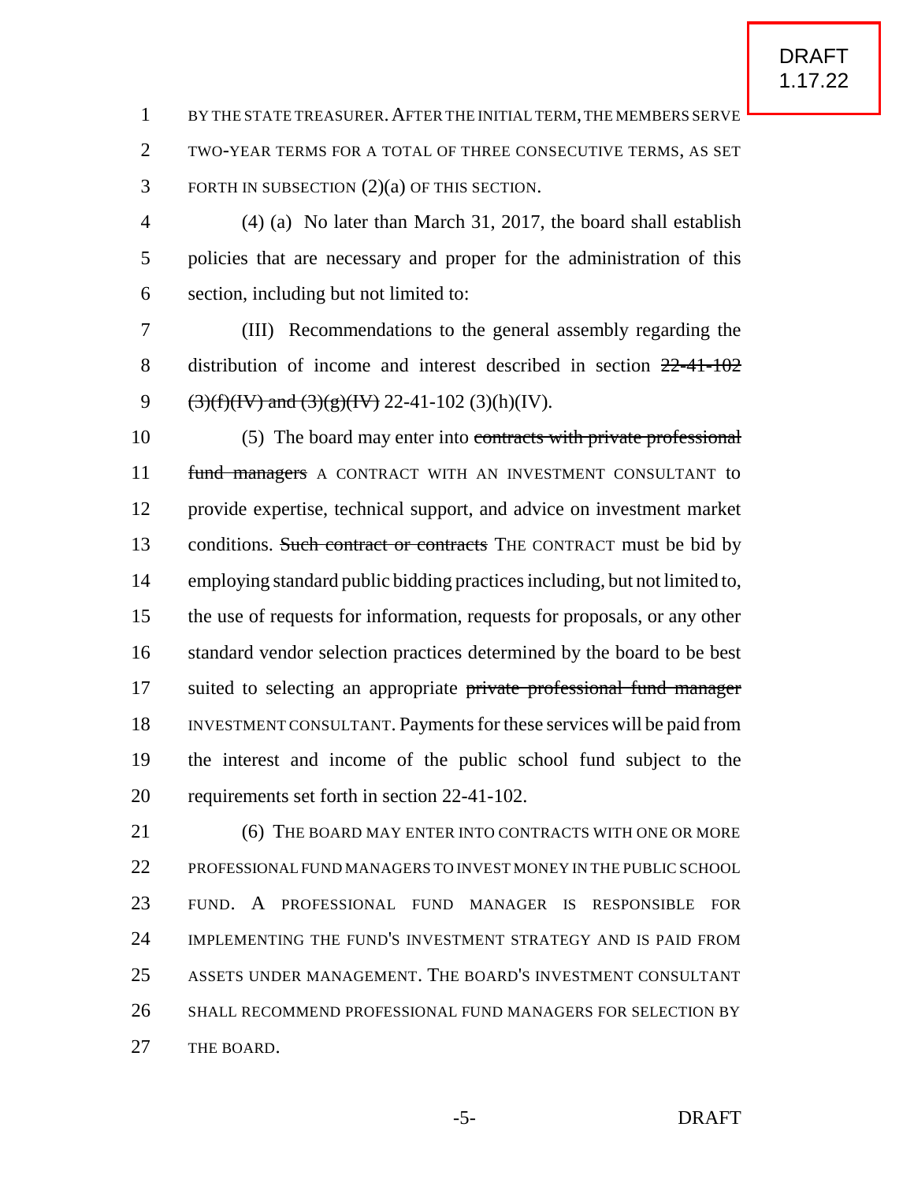BY THE STATE TREASURER. AFTER THE INITIAL TERM, THE MEMBERS SERVE TWO-YEAR TERMS FOR A TOTAL OF THREE CONSECUTIVE TERMS, AS SET FORTH IN SUBSECTION (2)(a) OF THIS SECTION.

(4) (a) No later than March 31, 2017, the board shall establish policies that are necessary and proper for the administration of this section, including but not limited to:

(III) Recommendations to the general assembly regarding the distribution of income and interest described in section ~~22-41-102 (3)(f)(IV) and (3)(g)(IV)~~ 22-41-102 (3)(h)(IV).

(5) The board may enter into ~~contracts with private professional fund managers~~ A CONTRACT WITH AN INVESTMENT CONSULTANT to provide expertise, technical support, and advice on investment market conditions. ~~Such contract or contracts~~ THE CONTRACT must be bid by employing standard public bidding practices including, but not limited to, the use of requests for information, requests for proposals, or any other standard vendor selection practices determined by the board to be best suited to selecting an appropriate ~~private professional fund manager~~ INVESTMENT CONSULTANT. Payments for these services will be paid from the interest and income of the public school fund subject to the requirements set forth in section 22-41-102.

(6) THE BOARD MAY ENTER INTO CONTRACTS WITH ONE OR MORE PROFESSIONAL FUND MANAGERS TO INVEST MONEY IN THE PUBLIC SCHOOL FUND. A PROFESSIONAL FUND MANAGER IS RESPONSIBLE FOR IMPLEMENTING THE FUND'S INVESTMENT STRATEGY AND IS PAID FROM ASSETS UNDER MANAGEMENT. THE BOARD'S INVESTMENT CONSULTANT SHALL RECOMMEND PROFESSIONAL FUND MANAGERS FOR SELECTION BY THE BOARD.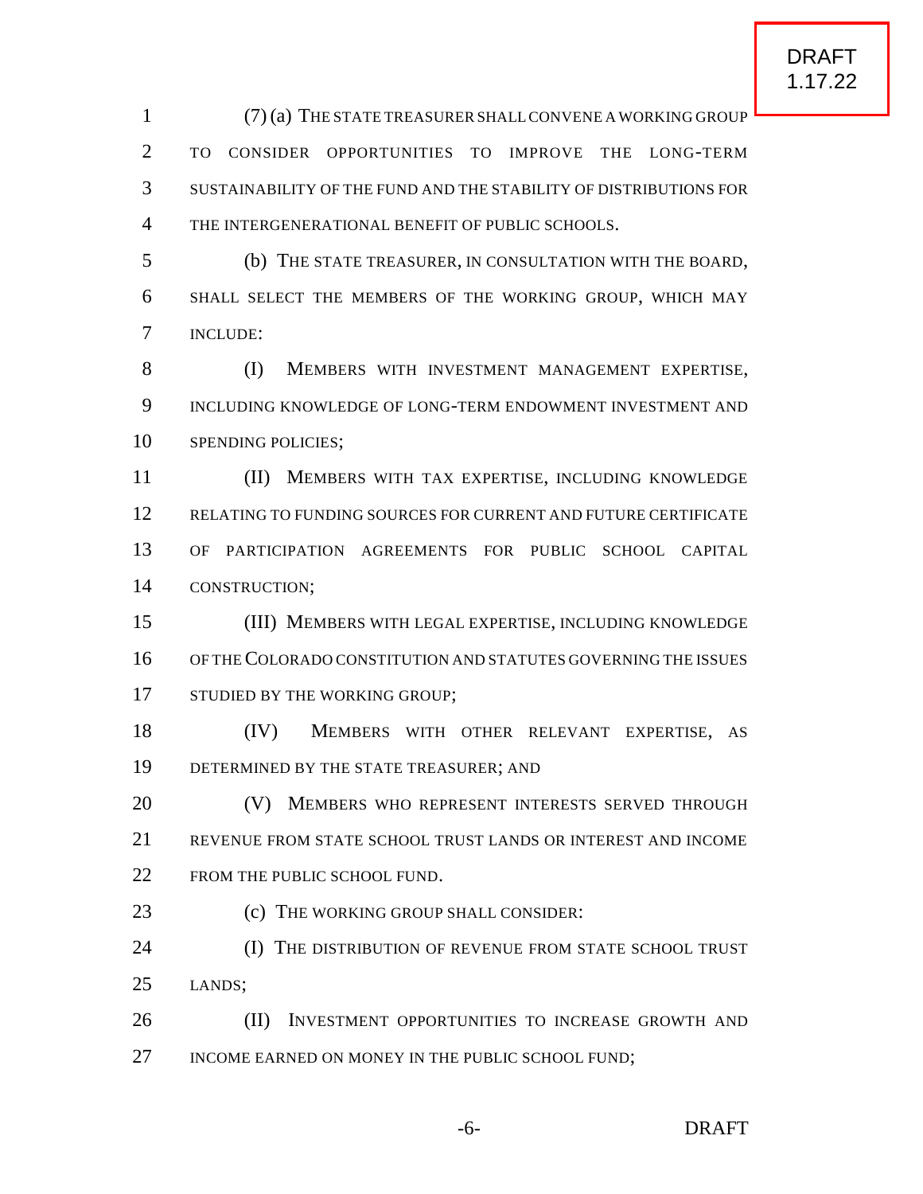(7) (a) THE STATE TREASURER SHALL CONVENE A WORKING GROUP TO CONSIDER OPPORTUNITIES TO IMPROVE THE LONG-TERM SUSTAINABILITY OF THE FUND AND THE STABILITY OF DISTRIBUTIONS FOR THE INTERGENERATIONAL BENEFIT OF PUBLIC SCHOOLS.

(b) THE STATE TREASURER, IN CONSULTATION WITH THE BOARD, SHALL SELECT THE MEMBERS OF THE WORKING GROUP, WHICH MAY INCLUDE:

(I) MEMBERS WITH INVESTMENT MANAGEMENT EXPERTISE, INCLUDING KNOWLEDGE OF LONG-TERM ENDOWMENT INVESTMENT AND SPENDING POLICIES;

(II) MEMBERS WITH TAX EXPERTISE, INCLUDING KNOWLEDGE RELATING TO FUNDING SOURCES FOR CURRENT AND FUTURE CERTIFICATE OF PARTICIPATION AGREEMENTS FOR PUBLIC SCHOOL CAPITAL CONSTRUCTION;

(III) MEMBERS WITH LEGAL EXPERTISE, INCLUDING KNOWLEDGE OF THE COLORADO CONSTITUTION AND STATUTES GOVERNING THE ISSUES STUDIED BY THE WORKING GROUP;

(IV) MEMBERS WITH OTHER RELEVANT EXPERTISE, AS DETERMINED BY THE STATE TREASURER; AND

(V) MEMBERS WHO REPRESENT INTERESTS SERVED THROUGH REVENUE FROM STATE SCHOOL TRUST LANDS OR INTEREST AND INCOME FROM THE PUBLIC SCHOOL FUND.

(c) THE WORKING GROUP SHALL CONSIDER:

(I) THE DISTRIBUTION OF REVENUE FROM STATE SCHOOL TRUST LANDS;

(II) INVESTMENT OPPORTUNITIES TO INCREASE GROWTH AND INCOME EARNED ON MONEY IN THE PUBLIC SCHOOL FUND;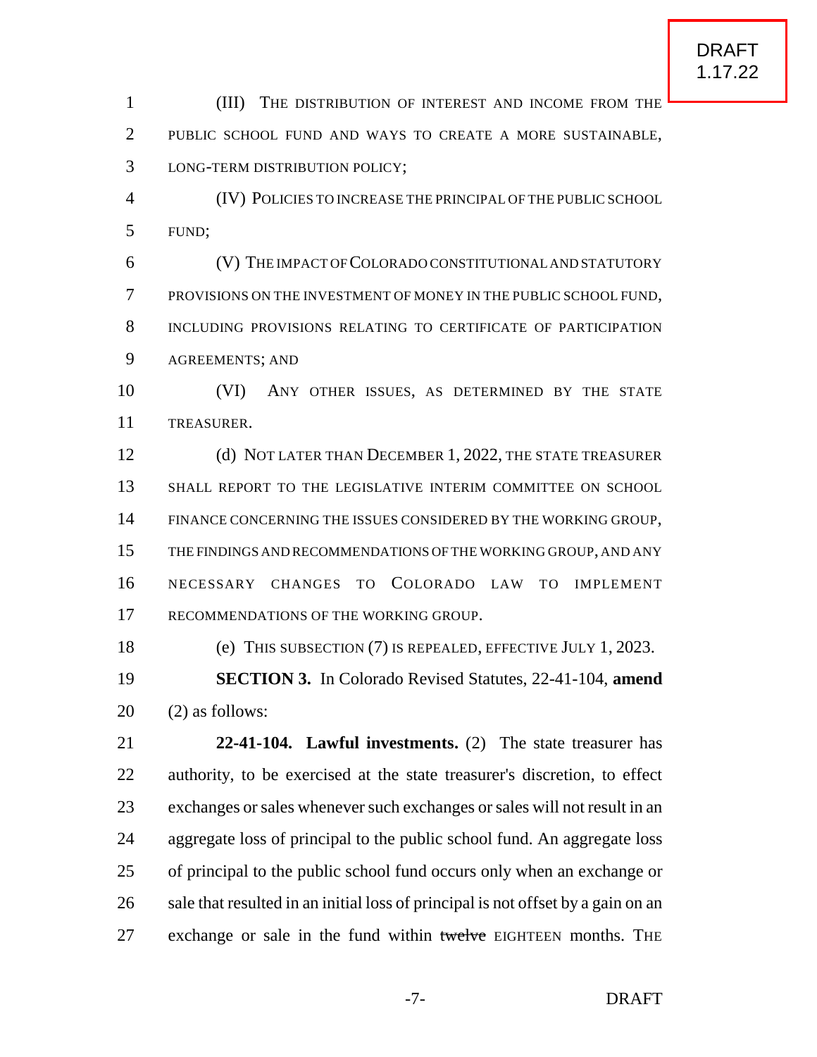(III) THE DISTRIBUTION OF INTEREST AND INCOME FROM THE PUBLIC SCHOOL FUND AND WAYS TO CREATE A MORE SUSTAINABLE, LONG-TERM DISTRIBUTION POLICY;

(IV) POLICIES TO INCREASE THE PRINCIPAL OF THE PUBLIC SCHOOL FUND;

(V) THE IMPACT OF COLORADO CONSTITUTIONAL AND STATUTORY PROVISIONS ON THE INVESTMENT OF MONEY IN THE PUBLIC SCHOOL FUND, INCLUDING PROVISIONS RELATING TO CERTIFICATE OF PARTICIPATION AGREEMENTS; AND

(VI) ANY OTHER ISSUES, AS DETERMINED BY THE STATE TREASURER.

(d) NOT LATER THAN DECEMBER 1, 2022, THE STATE TREASURER SHALL REPORT TO THE LEGISLATIVE INTERIM COMMITTEE ON SCHOOL FINANCE CONCERNING THE ISSUES CONSIDERED BY THE WORKING GROUP, THE FINDINGS AND RECOMMENDATIONS OF THE WORKING GROUP, AND ANY NECESSARY CHANGES TO COLORADO LAW TO IMPLEMENT RECOMMENDATIONS OF THE WORKING GROUP.

(e) THIS SUBSECTION (7) IS REPEALED, EFFECTIVE JULY 1, 2023.

**SECTION 3.** In Colorado Revised Statutes, 22-41-104, **amend** (2) as follows:

**22-41-104. Lawful investments.** (2) The state treasurer has authority, to be exercised at the state treasurer's discretion, to effect exchanges or sales whenever such exchanges or sales will not result in an aggregate loss of principal to the public school fund. An aggregate loss of principal to the public school fund occurs only when an exchange or sale that resulted in an initial loss of principal is not offset by a gain on an exchange or sale in the fund within ~~twelve~~ EIGHTEEN months. THE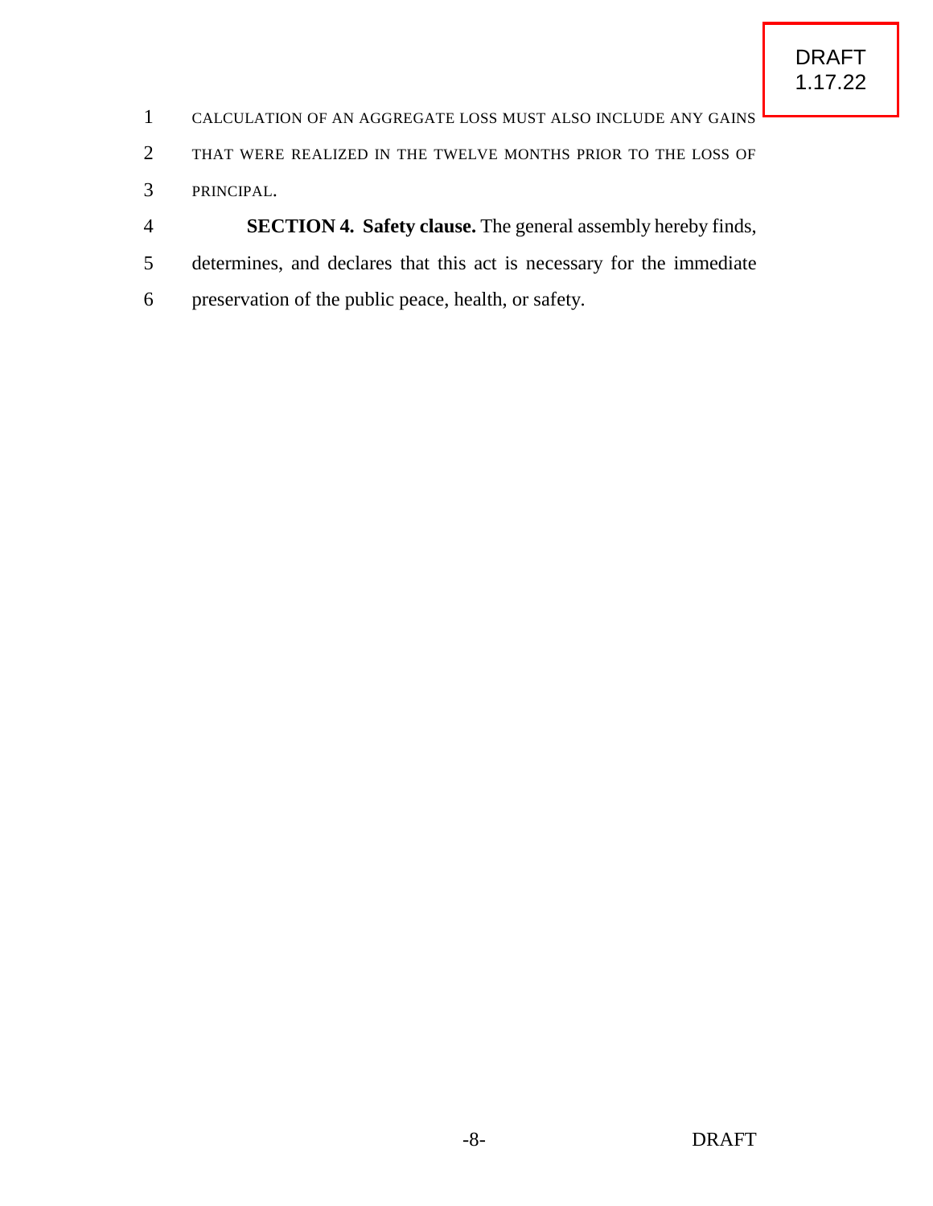CALCULATION OF AN AGGREGATE LOSS MUST ALSO INCLUDE ANY GAINS THAT WERE REALIZED IN THE TWELVE MONTHS PRIOR TO THE LOSS OF PRINCIPAL.

**SECTION 4. Safety clause.** The general assembly hereby finds, determines, and declares that this act is necessary for the immediate preservation of the public peace, health, or safety.